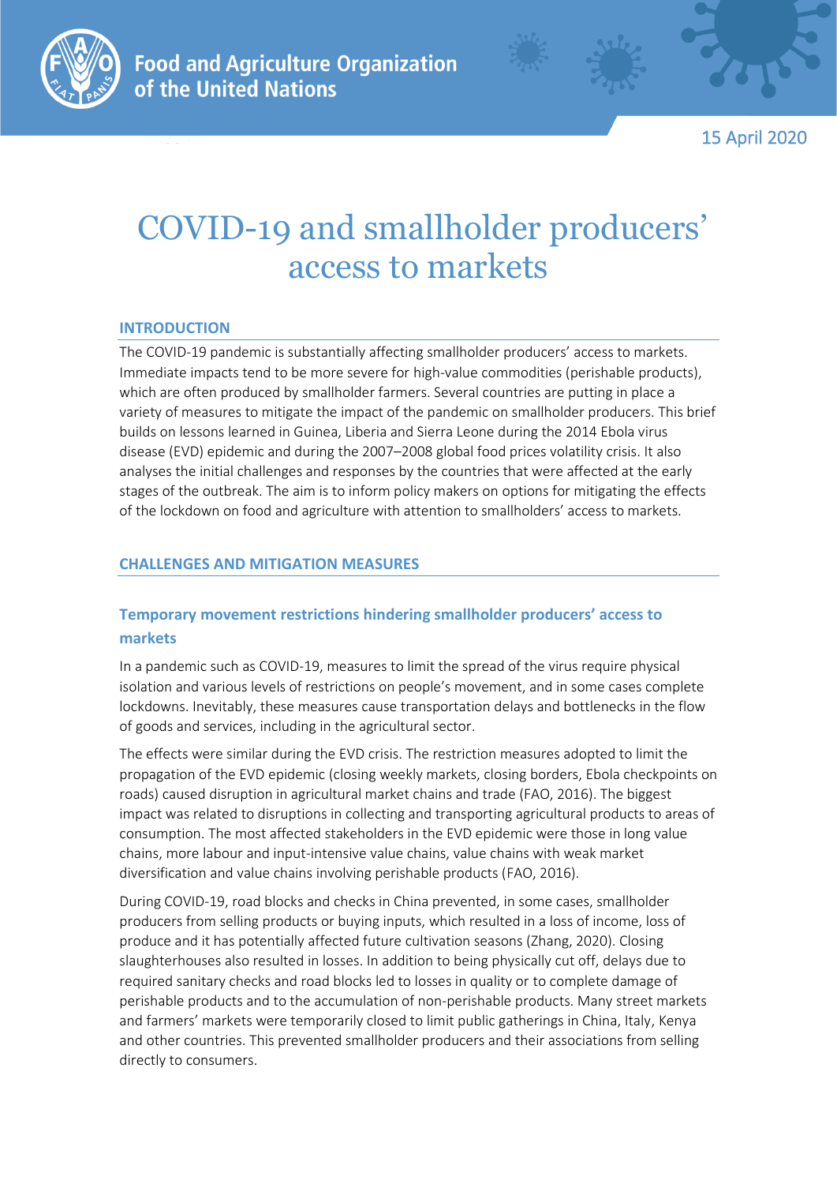Food and Agriculture Organization of the United Nations

15 April 2020

# COVID-19 and smallholder producers' access to markets

## INTRODUCTION

The COVID-19 pandemic is substantially affecting smallholder producers' access to markets. Immediate impacts tend to be more severe for high-value commodities (perishable products), which are often produced by smallholder farmers. Several countries are putting in place a variety of measures to mitigate the impact of the pandemic on smallholder producers. This brief builds on lessons learned in Guinea, Liberia and Sierra Leone during the 2014 Ebola virus disease (EVD) epidemic and during the 2007–2008 global food prices volatility crisis. It also analyses the initial challenges and responses by the countries that were affected at the early stages of the outbreak. The aim is to inform policy makers on options for mitigating the effects of the lockdown on food and agriculture with attention to smallholders' access to markets.

## CHALLENGES AND MITIGATION MEASURES

### Temporary movement restrictions hindering smallholder producers' access to markets

In a pandemic such as COVID-19, measures to limit the spread of the virus require physical isolation and various levels of restrictions on people's movement, and in some cases complete lockdowns. Inevitably, these measures cause transportation delays and bottlenecks in the flow of goods and services, including in the agricultural sector.

The effects were similar during the EVD crisis. The restriction measures adopted to limit the propagation of the EVD epidemic (closing weekly markets, closing borders, Ebola checkpoints on roads) caused disruption in agricultural market chains and trade (FAO, 2016). The biggest impact was related to disruptions in collecting and transporting agricultural products to areas of consumption. The most affected stakeholders in the EVD epidemic were those in long value chains, more labour and input-intensive value chains, value chains with weak market diversification and value chains involving perishable products (FAO, 2016).

During COVID-19, road blocks and checks in China prevented, in some cases, smallholder producers from selling products or buying inputs, which resulted in a loss of income, loss of produce and it has potentially affected future cultivation seasons (Zhang, 2020). Closing slaughterhouses also resulted in losses. In addition to being physically cut off, delays due to required sanitary checks and road blocks led to losses in quality or to complete damage of perishable products and to the accumulation of non-perishable products. Many street markets and farmers' markets were temporarily closed to limit public gatherings in China, Italy, Kenya and other countries. This prevented smallholder producers and their associations from selling directly to consumers.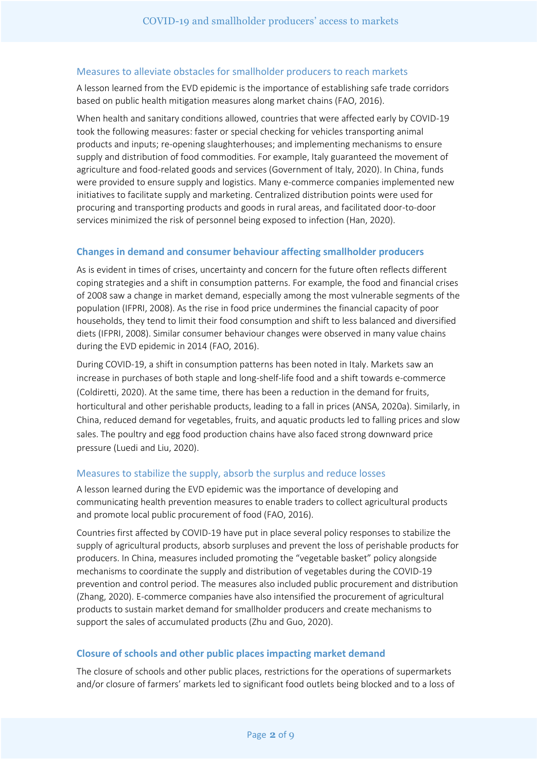### Measures to alleviate obstacles for smallholder producers to reach markets

A lesson learned from the EVD epidemic is the importance of establishing safe trade corridors based on public health mitigation measures along market chains (FAO, 2016).

When health and sanitary conditions allowed, countries that were affected early by COVID-19 took the following measures: faster or special checking for vehicles transporting animal products and inputs; re-opening slaughterhouses; and implementing mechanisms to ensure supply and distribution of food commodities. For example, Italy guaranteed the movement of agriculture and food-related goods and services (Government of Italy, 2020). In China, funds were provided to ensure supply and logistics. Many e-commerce companies implemented new initiatives to facilitate supply and marketing. Centralized distribution points were used for procuring and transporting products and goods in rural areas, and facilitated door-to-door services minimized the risk of personnel being exposed to infection (Han, 2020).

## Changes in demand and consumer behaviour affecting smallholder producers

As is evident in times of crises, uncertainty and concern for the future often reflects different coping strategies and a shift in consumption patterns. For example, the food and financial crises of 2008 saw a change in market demand, especially among the most vulnerable segments of the population (IFPRI, 2008). As the rise in food price undermines the financial capacity of poor households, they tend to limit their food consumption and shift to less balanced and diversified diets (IFPRI, 2008). Similar consumer behaviour changes were observed in many value chains during the EVD epidemic in 2014 (FAO, 2016).

During COVID-19, a shift in consumption patterns has been noted in Italy. Markets saw an increase in purchases of both staple and long-shelf-life food and a shift towards e-commerce (Coldiretti, 2020). At the same time, there has been a reduction in the demand for fruits, horticultural and other perishable products, leading to a fall in prices (ANSA, 2020a). Similarly, in China, reduced demand for vegetables, fruits, and aquatic products led to falling prices and slow sales. The poultry and egg food production chains have also faced strong downward price pressure (Luedi and Liu, 2020).

### Measures to stabilize the supply, absorb the surplus and reduce losses

A lesson learned during the EVD epidemic was the importance of developing and communicating health prevention measures to enable traders to collect agricultural products and promote local public procurement of food (FAO, 2016).

Countries first affected by COVID-19 have put in place several policy responses to stabilize the supply of agricultural products, absorb surpluses and prevent the loss of perishable products for producers. In China, measures included promoting the "vegetable basket" policy alongside mechanisms to coordinate the supply and distribution of vegetables during the COVID-19 prevention and control period. The measures also included public procurement and distribution (Zhang, 2020). E-commerce companies have also intensified the procurement of agricultural products to sustain market demand for smallholder producers and create mechanisms to support the sales of accumulated products (Zhu and Guo, 2020).

## Closure of schools and other public places impacting market demand

The closure of schools and other public places, restrictions for the operations of supermarkets and/or closure of farmers' markets led to significant food outlets being blocked and to a loss of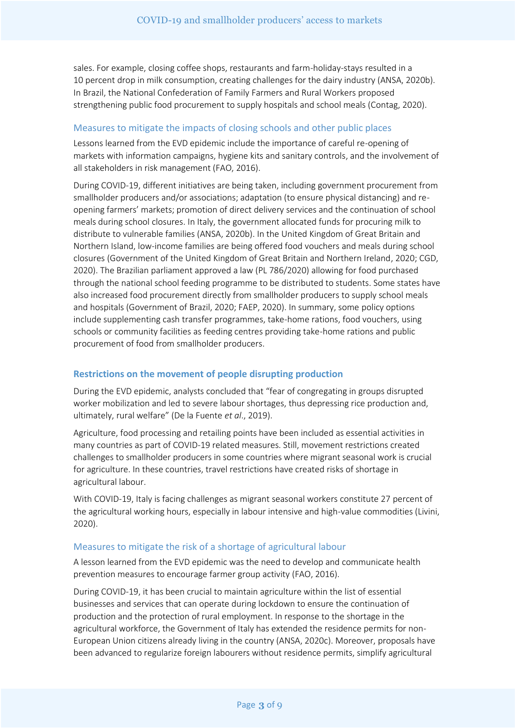sales. For example, closing coffee shops, restaurants and farm-holiday-stays resulted in a 10 percent drop in milk consumption, creating challenges for the dairy industry (ANSA, 2020b). In Brazil, the National Confederation of Family Farmers and Rural Workers proposed strengthening public food procurement to supply hospitals and school meals (Contag, 2020).

### Measures to mitigate the impacts of closing schools and other public places

Lessons learned from the EVD epidemic include the importance of careful re-opening of markets with information campaigns, hygiene kits and sanitary controls, and the involvement of all stakeholders in risk management (FAO, 2016).

During COVID-19, different initiatives are being taken, including government procurement from smallholder producers and/or associations; adaptation (to ensure physical distancing) and re-opening farmers' markets; promotion of direct delivery services and the continuation of school meals during school closures. In Italy, the government allocated funds for procuring milk to distribute to vulnerable families (ANSA, 2020b). In the United Kingdom of Great Britain and Northern Island, low-income families are being offered food vouchers and meals during school closures (Government of the United Kingdom of Great Britain and Northern Ireland, 2020; CGD, 2020). The Brazilian parliament approved a law (PL 786/2020) allowing for food purchased through the national school feeding programme to be distributed to students. Some states have also increased food procurement directly from smallholder producers to supply school meals and hospitals (Government of Brazil, 2020; FAEP, 2020). In summary, some policy options include supplementing cash transfer programmes, take-home rations, food vouchers, using schools or community facilities as feeding centres providing take-home rations and public procurement of food from smallholder producers.

## Restrictions on the movement of people disrupting production

During the EVD epidemic, analysts concluded that "fear of congregating in groups disrupted worker mobilization and led to severe labour shortages, thus depressing rice production and, ultimately, rural welfare" (De la Fuente *et al*., 2019).

Agriculture, food processing and retailing points have been included as essential activities in many countries as part of COVID-19 related measures. Still, movement restrictions created challenges to smallholder producers in some countries where migrant seasonal work is crucial for agriculture. In these countries, travel restrictions have created risks of shortage in agricultural labour.

With COVID-19, Italy is facing challenges as migrant seasonal workers constitute 27 percent of the agricultural working hours, especially in labour intensive and high-value commodities (Livini, 2020).

### Measures to mitigate the risk of a shortage of agricultural labour

A lesson learned from the EVD epidemic was the need to develop and communicate health prevention measures to encourage farmer group activity (FAO, 2016).

During COVID-19, it has been crucial to maintain agriculture within the list of essential businesses and services that can operate during lockdown to ensure the continuation of production and the protection of rural employment. In response to the shortage in the agricultural workforce, the Government of Italy has extended the residence permits for non-European Union citizens already living in the country (ANSA, 2020c). Moreover, proposals have been advanced to regularize foreign labourers without residence permits, simplify agricultural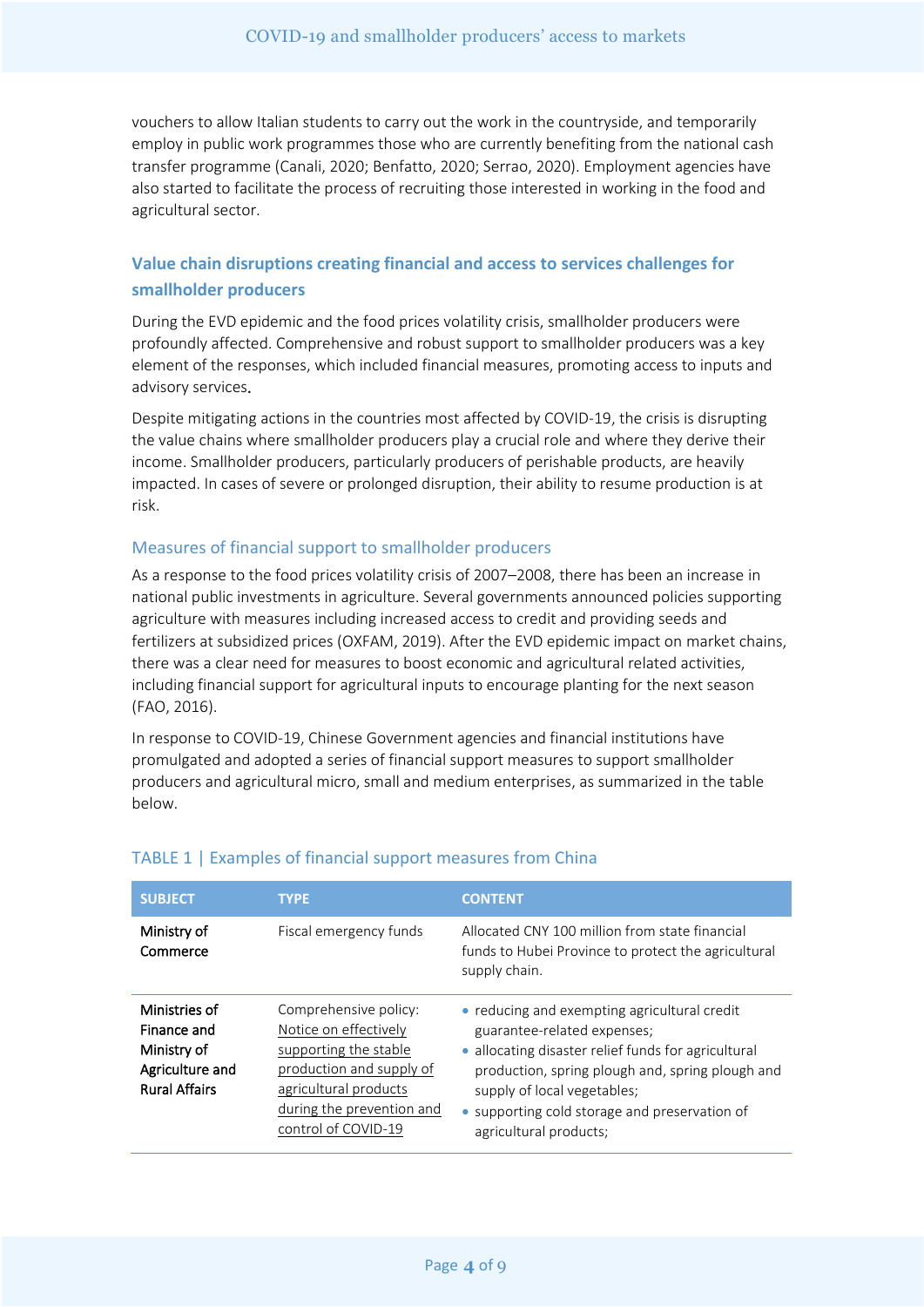vouchers to allow Italian students to carry out the work in the countryside, and temporarily employ in public work programmes those who are currently benefiting from the national cash transfer programme (Canali, 2020; Benfatto, 2020; Serrao, 2020). Employment agencies have also started to facilitate the process of recruiting those interested in working in the food and agricultural sector.

## Value chain disruptions creating financial and access to services challenges for smallholder producers

During the EVD epidemic and the food prices volatility crisis, smallholder producers were profoundly affected. Comprehensive and robust support to smallholder producers was a key element of the responses, which included financial measures, promoting access to inputs and advisory services.

Despite mitigating actions in the countries most affected by COVID-19, the crisis is disrupting the value chains where smallholder producers play a crucial role and where they derive their income. Smallholder producers, particularly producers of perishable products, are heavily impacted. In cases of severe or prolonged disruption, their ability to resume production is at risk.

### Measures of financial support to smallholder producers

As a response to the food prices volatility crisis of 2007–2008, there has been an increase in national public investments in agriculture. Several governments announced policies supporting agriculture with measures including increased access to credit and providing seeds and fertilizers at subsidized prices (OXFAM, 2019). After the EVD epidemic impact on market chains, there was a clear need for measures to boost economic and agricultural related activities, including financial support for agricultural inputs to encourage planting for the next season (FAO, 2016).

In response to COVID-19, Chinese Government agencies and financial institutions have promulgated and adopted a series of financial support measures to support smallholder producers and agricultural micro, small and medium enterprises, as summarized in the table below.

TABLE 1 | Examples of financial support measures from China

| SUBJECT | TYPE | CONTENT |
|---|---|---|
| Ministry of Commerce | Fiscal emergency funds | Allocated CNY 100 million from state financial funds to Hubei Province to protect the agricultural supply chain. |
| Ministries of Finance and Ministry of Agriculture and Rural Affairs | Comprehensive policy: Notice on effectively supporting the stable production and supply of agricultural products during the prevention and control of COVID-19 | • reducing and exempting agricultural credit guarantee-related expenses;<br>• allocating disaster relief funds for agricultural production, spring plough and, spring plough and supply of local vegetables;<br>• supporting cold storage and preservation of agricultural products; |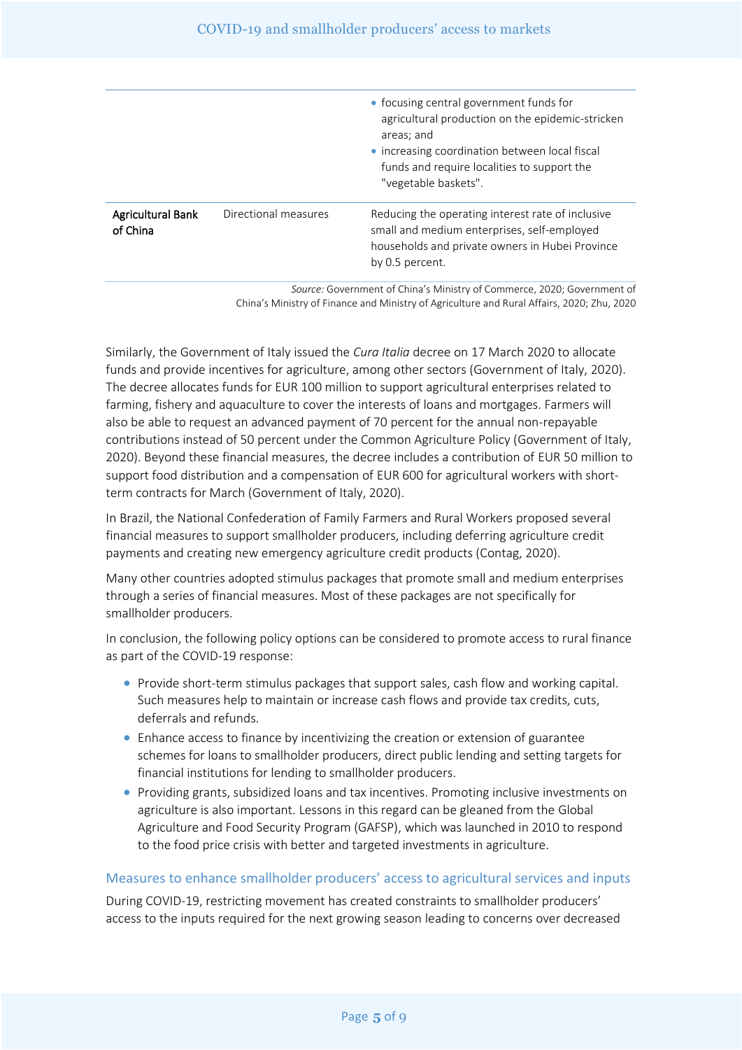| | | |
|---|---|---|
| | | • focusing central government funds for agricultural production on the epidemic-stricken areas; and<br>• increasing coordination between local fiscal funds and require localities to support the "vegetable baskets". |
| Agricultural Bank of China | Directional measures | Reducing the operating interest rate of inclusive small and medium enterprises, self-employed households and private owners in Hubei Province by 0.5 percent. |

*Source:* Government of China's Ministry of Commerce, 2020; Government of China's Ministry of Finance and Ministry of Agriculture and Rural Affairs, 2020; Zhu, 2020

Similarly, the Government of Italy issued the *Cura Italia* decree on 17 March 2020 to allocate funds and provide incentives for agriculture, among other sectors (Government of Italy, 2020). The decree allocates funds for EUR 100 million to support agricultural enterprises related to farming, fishery and aquaculture to cover the interests of loans and mortgages. Farmers will also be able to request an advanced payment of 70 percent for the annual non-repayable contributions instead of 50 percent under the Common Agriculture Policy (Government of Italy, 2020). Beyond these financial measures, the decree includes a contribution of EUR 50 million to support food distribution and a compensation of EUR 600 for agricultural workers with short-term contracts for March (Government of Italy, 2020).

In Brazil, the National Confederation of Family Farmers and Rural Workers proposed several financial measures to support smallholder producers, including deferring agriculture credit payments and creating new emergency agriculture credit products (Contag, 2020).

Many other countries adopted stimulus packages that promote small and medium enterprises through a series of financial measures. Most of these packages are not specifically for smallholder producers.

In conclusion, the following policy options can be considered to promote access to rural finance as part of the COVID-19 response:

- Provide short-term stimulus packages that support sales, cash flow and working capital. Such measures help to maintain or increase cash flows and provide tax credits, cuts, deferrals and refunds.
- Enhance access to finance by incentivizing the creation or extension of guarantee schemes for loans to smallholder producers, direct public lending and setting targets for financial institutions for lending to smallholder producers.
- Providing grants, subsidized loans and tax incentives. Promoting inclusive investments on agriculture is also important. Lessons in this regard can be gleaned from the Global Agriculture and Food Security Program (GAFSP), which was launched in 2010 to respond to the food price crisis with better and targeted investments in agriculture.

### Measures to enhance smallholder producers' access to agricultural services and inputs

During COVID-19, restricting movement has created constraints to smallholder producers' access to the inputs required for the next growing season leading to concerns over decreased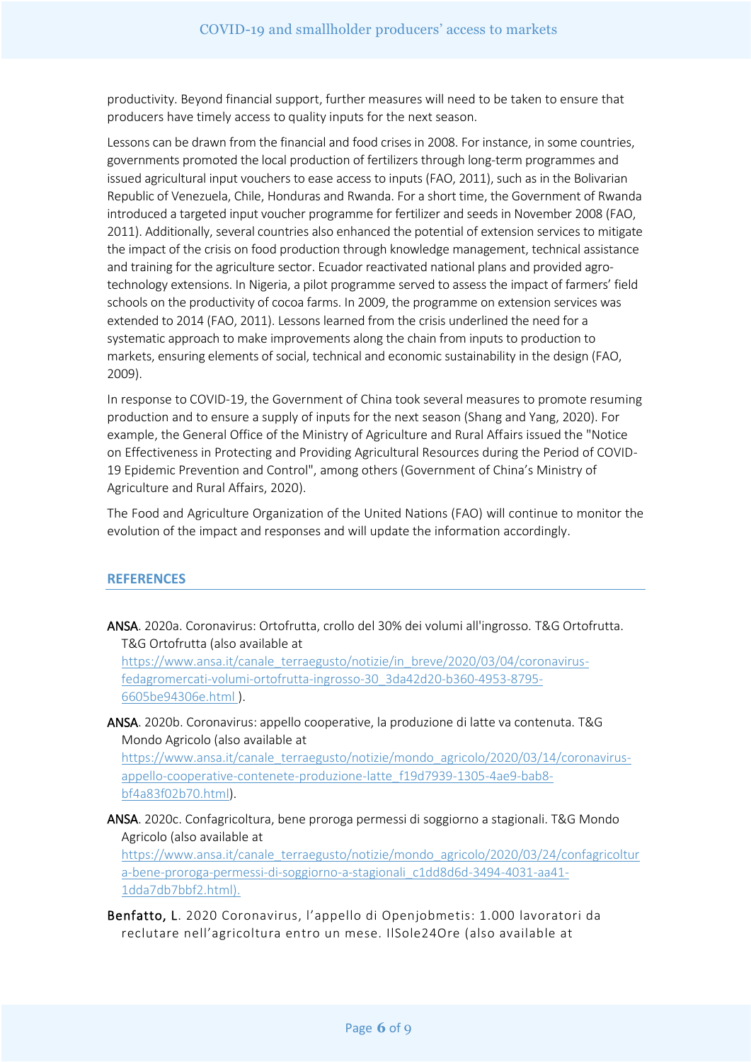productivity. Beyond financial support, further measures will need to be taken to ensure that producers have timely access to quality inputs for the next season.

Lessons can be drawn from the financial and food crises in 2008. For instance, in some countries, governments promoted the local production of fertilizers through long-term programmes and issued agricultural input vouchers to ease access to inputs (FAO, 2011), such as in the Bolivarian Republic of Venezuela, Chile, Honduras and Rwanda. For a short time, the Government of Rwanda introduced a targeted input voucher programme for fertilizer and seeds in November 2008 (FAO, 2011). Additionally, several countries also enhanced the potential of extension services to mitigate the impact of the crisis on food production through knowledge management, technical assistance and training for the agriculture sector. Ecuador reactivated national plans and provided agro-technology extensions. In Nigeria, a pilot programme served to assess the impact of farmers' field schools on the productivity of cocoa farms. In 2009, the programme on extension services was extended to 2014 (FAO, 2011). Lessons learned from the crisis underlined the need for a systematic approach to make improvements along the chain from inputs to production to markets, ensuring elements of social, technical and economic sustainability in the design (FAO, 2009).

In response to COVID-19, the Government of China took several measures to promote resuming production and to ensure a supply of inputs for the next season (Shang and Yang, 2020). For example, the General Office of the Ministry of Agriculture and Rural Affairs issued the "Notice on Effectiveness in Protecting and Providing Agricultural Resources during the Period of COVID-19 Epidemic Prevention and Control", among others (Government of China's Ministry of Agriculture and Rural Affairs, 2020).

The Food and Agriculture Organization of the United Nations (FAO) will continue to monitor the evolution of the impact and responses and will update the information accordingly.

## REFERENCES

**ANSA**. 2020a. Coronavirus: Ortofrutta, crollo del 30% dei volumi all'ingrosso. T&G Ortofrutta. T&G Ortofrutta (also available at https://www.ansa.it/canale_terraegusto/notizie/in_breve/2020/03/04/coronavirus-fedagromercati-volumi-ortofrutta-ingrosso-30_3da42d20-b360-4953-8795-6605be94306e.html ).

**ANSA**. 2020b. Coronavirus: appello cooperative, la produzione di latte va contenuta. T&G Mondo Agricolo (also available at https://www.ansa.it/canale_terraegusto/notizie/mondo_agricolo/2020/03/14/coronavirus-appello-cooperative-contenete-produzione-latte_f19d7939-1305-4ae9-bab8-bf4a83f02b70.html).

**ANSA**. 2020c. Confagricoltura, bene proroga permessi di soggiorno a stagionali. T&G Mondo Agricolo (also available at https://www.ansa.it/canale_terraegusto/notizie/mondo_agricolo/2020/03/24/confagricoltura-bene-proroga-permessi-di-soggiorno-a-stagionali_c1dd8d6d-3494-4031-aa41-1dda7db7bbf2.html).

**Benfatto, L**. 2020 Coronavirus, l'appello di Openjobmetis: 1.000 lavoratori da reclutare nell'agricoltura entro un mese. IlSole24Ore (also available at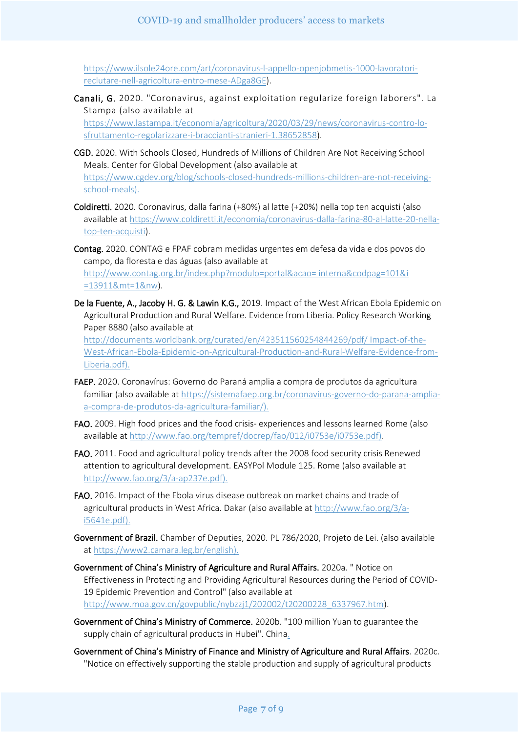https://www.ilsole24ore.com/art/coronavirus-l-appello-openjobmetis-1000-lavoratori-reclutare-nell-agricoltura-entro-mese-ADga8GE).

**Canali, G.** 2020. "Coronavirus, against exploitation regularize foreign laborers". La Stampa (also available at https://www.lastampa.it/economia/agricoltura/2020/03/29/news/coronavirus-contro-lo-sfruttamento-regolarizzare-i-braccianti-stranieri-1.38652858).

**CGD.** 2020. With Schools Closed, Hundreds of Millions of Children Are Not Receiving School Meals. Center for Global Development (also available at https://www.cgdev.org/blog/schools-closed-hundreds-millions-children-are-not-receiving-school-meals).

**Coldiretti.** 2020. Coronavirus, dalla farina (+80%) al latte (+20%) nella top ten acquisti (also available at https://www.coldiretti.it/economia/coronavirus-dalla-farina-80-al-latte-20-nella-top-ten-acquisti).

**Contag.** 2020. CONTAG e FPAF cobram medidas urgentes em defesa da vida e dos povos do campo, da floresta e das águas (also available at http://www.contag.org.br/index.php?modulo=portal&acao= interna&codpag=101&i =13911&mt=1&nw).

**De la Fuente, A., Jacoby H. G. & Lawin K.G.,** 2019. Impact of the West African Ebola Epidemic on Agricultural Production and Rural Welfare. Evidence from Liberia. Policy Research Working Paper 8880 (also available at http://documents.worldbank.org/curated/en/423511560254844269/pdf/ Impact-of-the-West-African-Ebola-Epidemic-on-Agricultural-Production-and-Rural-Welfare-Evidence-from-Liberia.pdf).

**FAEP.** 2020. Coronavírus: Governo do Paraná amplia a compra de produtos da agricultura familiar (also available at https://sistemafaep.org.br/coronavirus-governo-do-parana-amplia-a-compra-de-produtos-da-agricultura-familiar/).

**FAO.** 2009. High food prices and the food crisis- experiences and lessons learned Rome (also available at http://www.fao.org/tempref/docrep/fao/012/i0753e/i0753e.pdf).

**FAO.** 2011. Food and agricultural policy trends after the 2008 food security crisis Renewed attention to agricultural development. EASYPol Module 125. Rome (also available at http://www.fao.org/3/a-ap237e.pdf).

**FAO.** 2016. Impact of the Ebola virus disease outbreak on market chains and trade of agricultural products in West Africa. Dakar (also available at http://www.fao.org/3/a-i5641e.pdf).

**Government of Brazil.** Chamber of Deputies, 2020. PL 786/2020, Projeto de Lei. (also available at https://www2.camara.leg.br/english).

**Government of China's Ministry of Agriculture and Rural Affairs.** 2020a. " Notice on Effectiveness in Protecting and Providing Agricultural Resources during the Period of COVID-19 Epidemic Prevention and Control" (also available at http://www.moa.gov.cn/govpublic/nybzzj1/202002/t20200228_6337967.htm).

**Government of China's Ministry of Commerce.** 2020b. "100 million Yuan to guarantee the supply chain of agricultural products in Hubei". China.

**Government of China's Ministry of Finance and Ministry of Agriculture and Rural Affairs**. 2020c. "Notice on effectively supporting the stable production and supply of agricultural products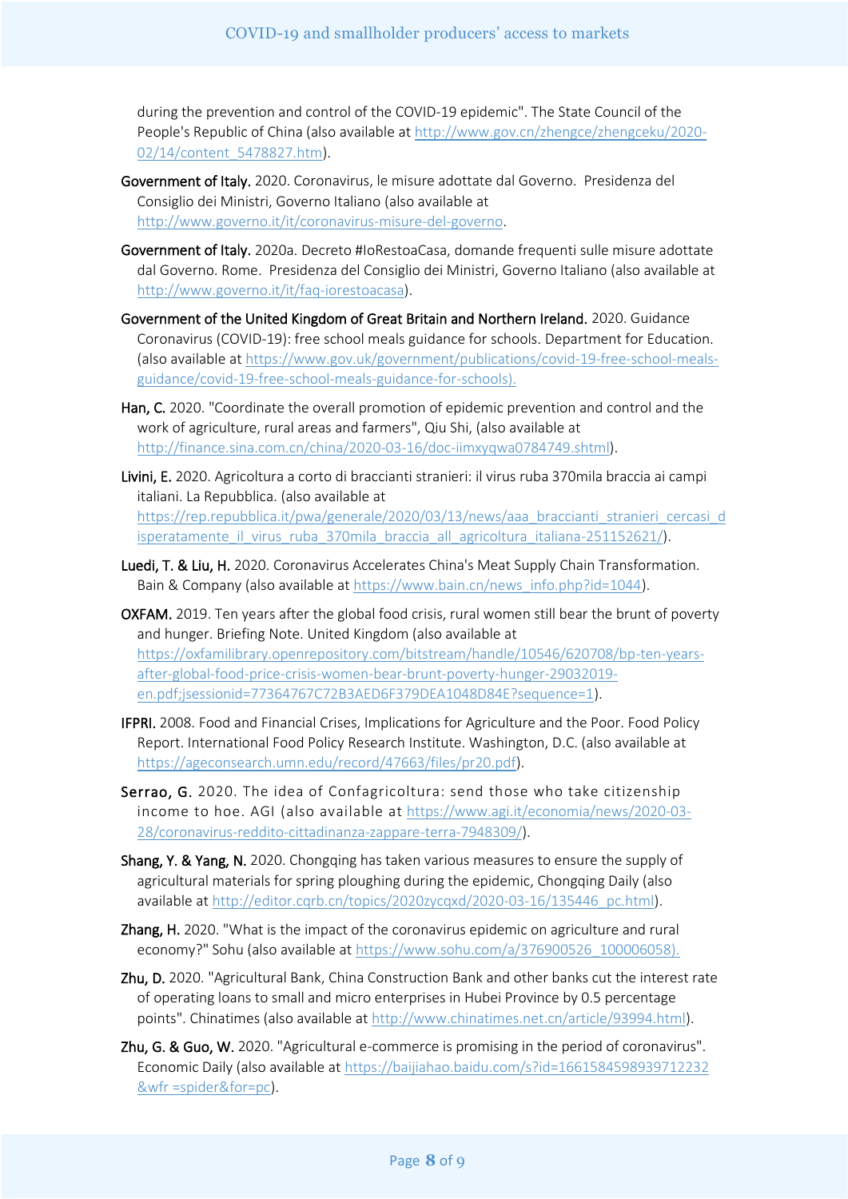during the prevention and control of the COVID-19 epidemic". The State Council of the People's Republic of China (also available at http://www.gov.cn/zhengce/zhengceku/2020-02/14/content_5478827.htm).

**Government of Italy.** 2020. Coronavirus, le misure adottate dal Governo. Presidenza del Consiglio dei Ministri, Governo Italiano (also available at http://www.governo.it/it/coronavirus-misure-del-governo.

**Government of Italy.** 2020a. Decreto #IoRestoaCasa, domande frequenti sulle misure adottate dal Governo. Rome. Presidenza del Consiglio dei Ministri, Governo Italiano (also available at http://www.governo.it/it/faq-iorestoacasa).

**Government of the United Kingdom of Great Britain and Northern Ireland.** 2020. Guidance Coronavirus (COVID-19): free school meals guidance for schools. Department for Education. (also available at https://www.gov.uk/government/publications/covid-19-free-school-meals-guidance/covid-19-free-school-meals-guidance-for-schools).

**Han, C.** 2020. "Coordinate the overall promotion of epidemic prevention and control and the work of agriculture, rural areas and farmers", Qiu Shi, (also available at http://finance.sina.com.cn/china/2020-03-16/doc-iimxyqwa0784749.shtml).

**Livini, E.** 2020. Agricoltura a corto di braccianti stranieri: il virus ruba 370mila braccia ai campi italiani. La Repubblica. (also available at https://rep.repubblica.it/pwa/generale/2020/03/13/news/aaa_braccianti_stranieri_cercasi_disperatamente_il_virus_ruba_370mila_braccia_all_agricoltura_italiana-251152621/).

**Luedi, T. & Liu, H.** 2020. Coronavirus Accelerates China's Meat Supply Chain Transformation. Bain & Company (also available at https://www.bain.cn/news_info.php?id=1044).

**OXFAM.** 2019. Ten years after the global food crisis, rural women still bear the brunt of poverty and hunger. Briefing Note. United Kingdom (also available at https://oxfamilibrary.openrepository.com/bitstream/handle/10546/620708/bp-ten-years-after-global-food-price-crisis-women-bear-brunt-poverty-hunger-29032019-en.pdf;jsessionid=77364767C72B3AED6F379DEA1048D84E?sequence=1).

**IFPRI.** 2008. Food and Financial Crises, Implications for Agriculture and the Poor. Food Policy Report. International Food Policy Research Institute. Washington, D.C. (also available at https://ageconsearch.umn.edu/record/47663/files/pr20.pdf).

**Serrao, G.** 2020. The idea of Confagricoltura: send those who take citizenship income to hoe. AGI (also available at https://www.agi.it/economia/news/2020-03-28/coronavirus-reddito-cittadinanza-zappare-terra-7948309/).

**Shang, Y. & Yang, N.** 2020. Chongqing has taken various measures to ensure the supply of agricultural materials for spring ploughing during the epidemic, Chongqing Daily (also available at http://editor.cqrb.cn/topics/2020zycqxd/2020-03-16/135446_pc.html).

**Zhang, H.** 2020. "What is the impact of the coronavirus epidemic on agriculture and rural economy?" Sohu (also available at https://www.sohu.com/a/376900526_100006058).

**Zhu, D.** 2020. "Agricultural Bank, China Construction Bank and other banks cut the interest rate of operating loans to small and micro enterprises in Hubei Province by 0.5 percentage points". Chinatimes (also available at http://www.chinatimes.net.cn/article/93994.html).

**Zhu, G. & Guo, W.** 2020. "Agricultural e-commerce is promising in the period of coronavirus". Economic Daily (also available at https://baijiahao.baidu.com/s?id=1661584598939712232&wfr =spider&for=pc).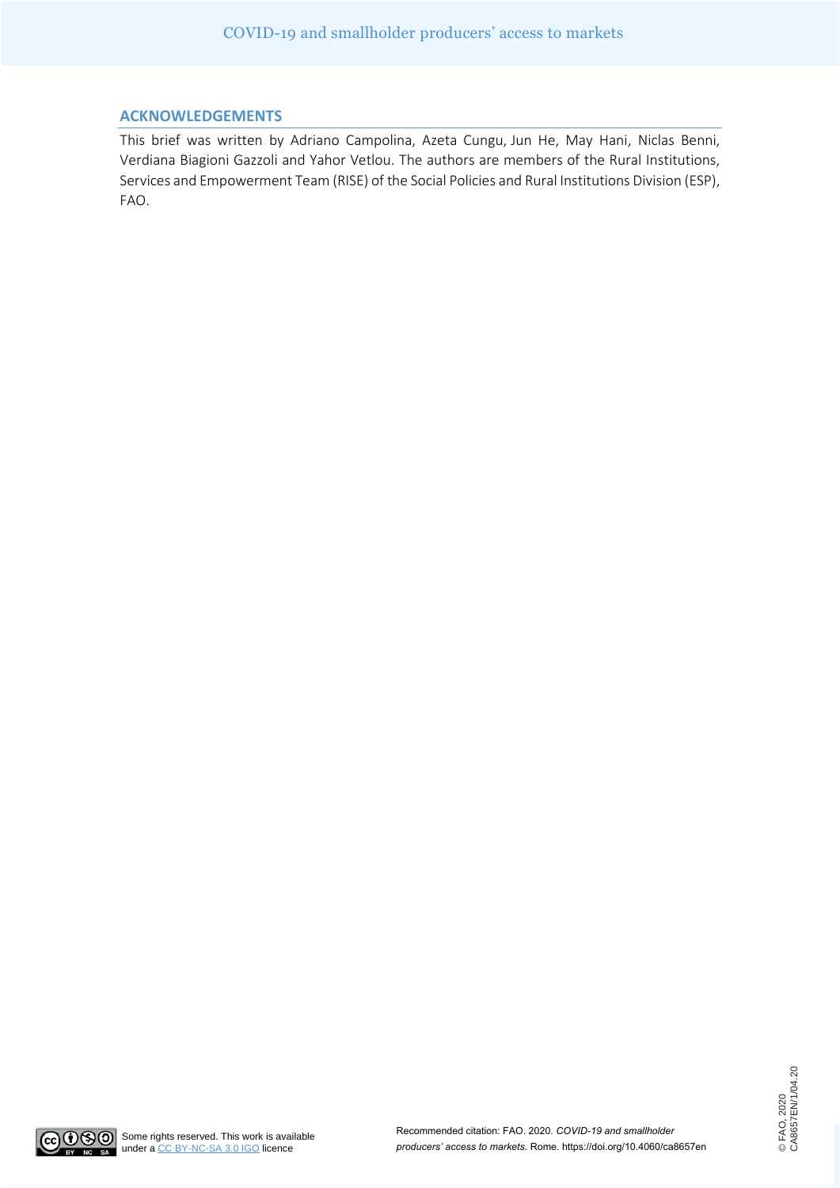## ACKNOWLEDGEMENTS

This brief was written by Adriano Campolina, Azeta Cungu, Jun He, May Hani, Niclas Benni, Verdiana Biagioni Gazzoli and Yahor Vetlou. The authors are members of the Rural Institutions, Services and Empowerment Team (RISE) of the Social Policies and Rural Institutions Division (ESP), FAO.

Some rights reserved. This work is available under a CC BY-NC-SA 3.0 IGO licence

Recommended citation: FAO. 2020. *COVID-19 and smallholder producers' access to markets*. Rome. https://doi.org/10.4060/ca8657en

© FAO, 2020
CA8657EN/1/04.20